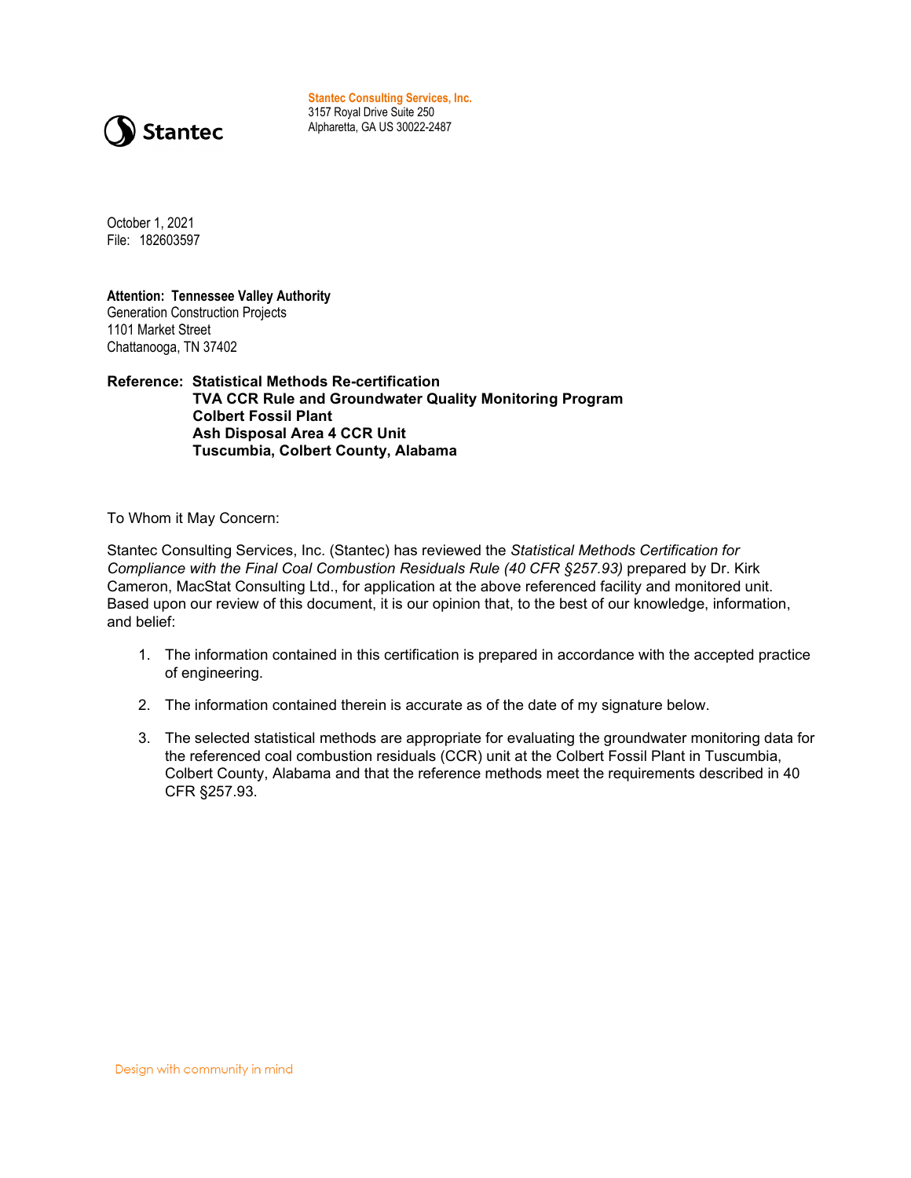**Stantec Consulting Services, Inc.**
3157 Royal Drive Suite 250
Alpharetta, GA US 30022-2487

October 1, 2021
File: 182603597

**Attention: Tennessee Valley Authority**
Generation Construction Projects
1101 Market Street
Chattanooga, TN 37402

**Reference: Statistical Methods Re-certification**
**TVA CCR Rule and Groundwater Quality Monitoring Program**
**Colbert Fossil Plant**
**Ash Disposal Area 4 CCR Unit**
**Tuscumbia, Colbert County, Alabama**

To Whom it May Concern:

Stantec Consulting Services, Inc. (Stantec) has reviewed the *Statistical Methods Certification for Compliance with the Final Coal Combustion Residuals Rule (40 CFR §257.93)* prepared by Dr. Kirk Cameron, MacStat Consulting Ltd., for application at the above referenced facility and monitored unit. Based upon our review of this document, it is our opinion that, to the best of our knowledge, information, and belief:

1. The information contained in this certification is prepared in accordance with the accepted practice of engineering.
2. The information contained therein is accurate as of the date of my signature below.
3. The selected statistical methods are appropriate for evaluating the groundwater monitoring data for the referenced coal combustion residuals (CCR) unit at the Colbert Fossil Plant in Tuscumbia, Colbert County, Alabama and that the reference methods meet the requirements described in 40 CFR §257.93.

Design with community in mind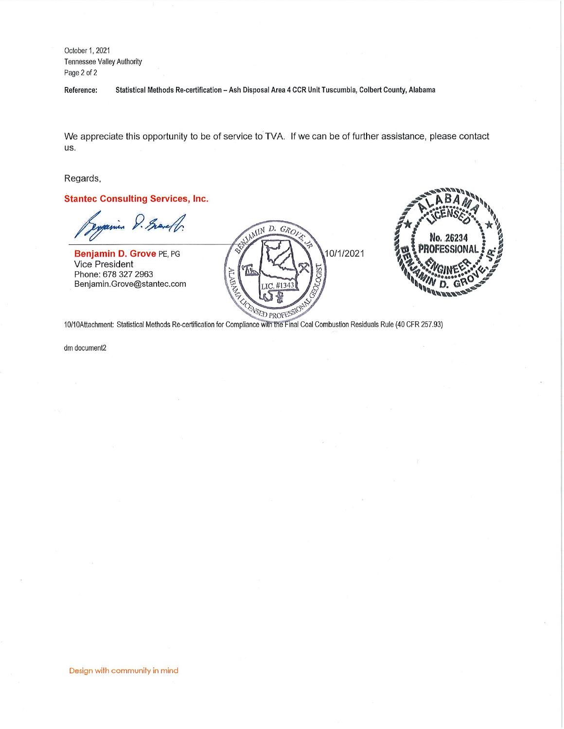October 1, 2021
Tennessee Valley Authority

**Reference:** **Statistical Methods Re-certification – Ash Disposal Area 4 CCR Unit Tuscumbia, Colbert County, Alabama**

We appreciate this opportunity to be of service to TVA. If we can be of further assistance, please contact us.

Regards,

**Stantec Consulting Services, Inc.**

**Benjamin D. Grove** PE, PG
Vice President
Phone: 678 327 2963
Benjamin.Grove@stantec.com

BENJAMIN D. GROVE, JR. ALABAMA LICENSED PROFESSIONAL GEOLOGIST LIC. #1343

10/1/2021

ALABAMA LICENSED No. 26234 PROFESSIONAL ENGINEER BENJAMIN D. GROVE, JR.

10/10Attachment: Statistical Methods Re-certification for Compliance with the Final Coal Combustion Residuals Rule (40 CFR 257.93)

dm document2

Design with community in mind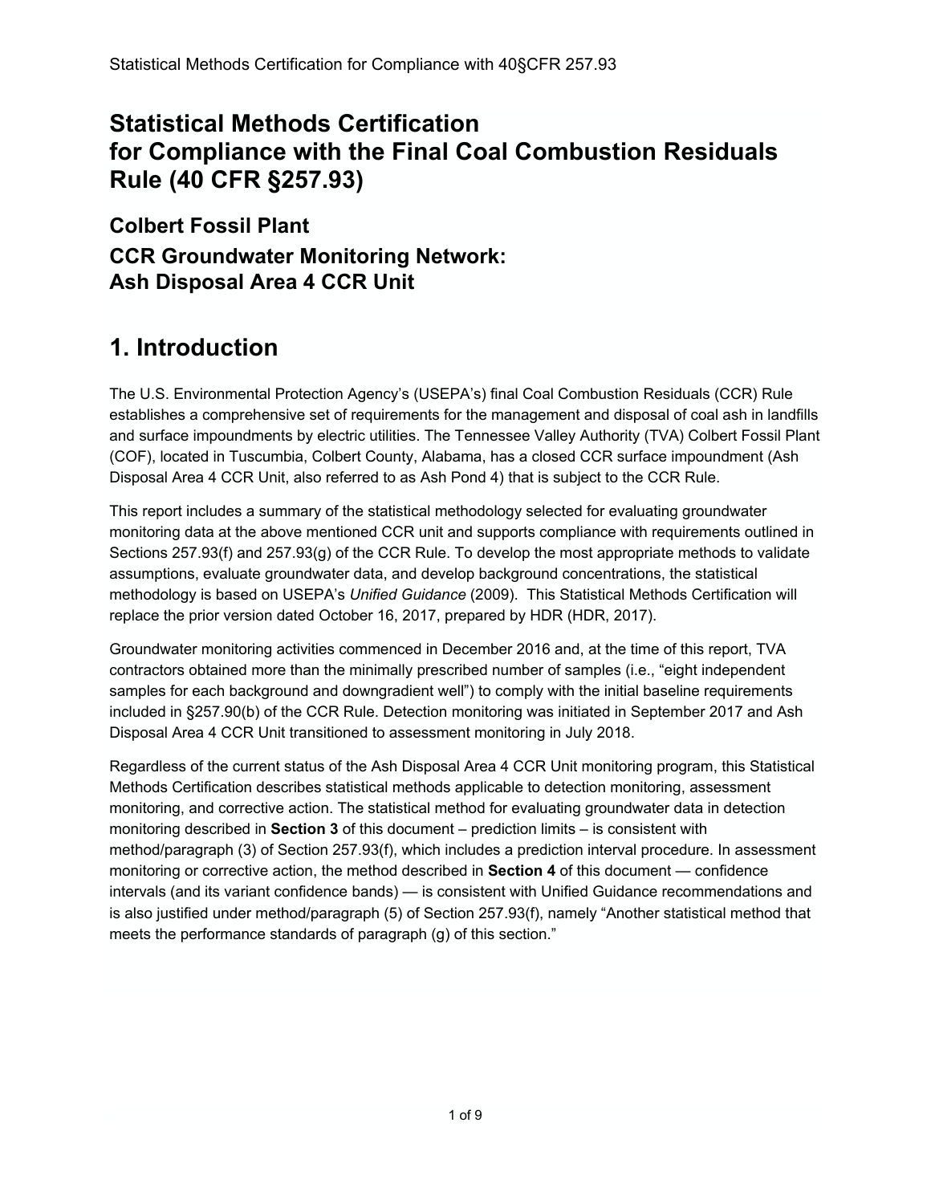# Statistical Methods Certification for Compliance with the Final Coal Combustion Residuals Rule (40 CFR §257.93)

## Colbert Fossil Plant

## CCR Groundwater Monitoring Network: Ash Disposal Area 4 CCR Unit

# 1. Introduction

The U.S. Environmental Protection Agency's (USEPA's) final Coal Combustion Residuals (CCR) Rule establishes a comprehensive set of requirements for the management and disposal of coal ash in landfills and surface impoundments by electric utilities. The Tennessee Valley Authority (TVA) Colbert Fossil Plant (COF), located in Tuscumbia, Colbert County, Alabama, has a closed CCR surface impoundment (Ash Disposal Area 4 CCR Unit, also referred to as Ash Pond 4) that is subject to the CCR Rule.

This report includes a summary of the statistical methodology selected for evaluating groundwater monitoring data at the above mentioned CCR unit and supports compliance with requirements outlined in Sections 257.93(f) and 257.93(g) of the CCR Rule. To develop the most appropriate methods to validate assumptions, evaluate groundwater data, and develop background concentrations, the statistical methodology is based on USEPA's *Unified Guidance* (2009). This Statistical Methods Certification will replace the prior version dated October 16, 2017, prepared by HDR (HDR, 2017).

Groundwater monitoring activities commenced in December 2016 and, at the time of this report, TVA contractors obtained more than the minimally prescribed number of samples (i.e., "eight independent samples for each background and downgradient well") to comply with the initial baseline requirements included in §257.90(b) of the CCR Rule. Detection monitoring was initiated in September 2017 and Ash Disposal Area 4 CCR Unit transitioned to assessment monitoring in July 2018.

Regardless of the current status of the Ash Disposal Area 4 CCR Unit monitoring program, this Statistical Methods Certification describes statistical methods applicable to detection monitoring, assessment monitoring, and corrective action. The statistical method for evaluating groundwater data in detection monitoring described in **Section 3** of this document – prediction limits – is consistent with method/paragraph (3) of Section 257.93(f), which includes a prediction interval procedure. In assessment monitoring or corrective action, the method described in **Section 4** of this document — confidence intervals (and its variant confidence bands) — is consistent with Unified Guidance recommendations and is also justified under method/paragraph (5) of Section 257.93(f), namely "Another statistical method that meets the performance standards of paragraph (g) of this section."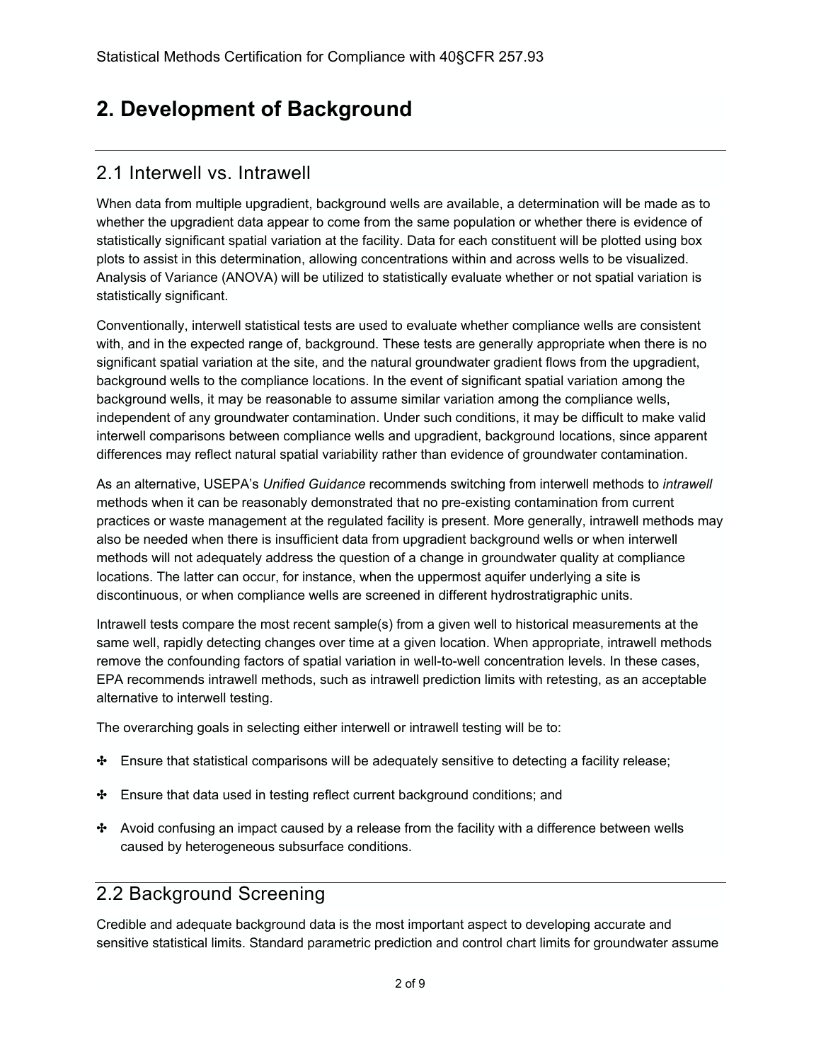# 2. Development of Background

## 2.1 Interwell vs. Intrawell

When data from multiple upgradient, background wells are available, a determination will be made as to whether the upgradient data appear to come from the same population or whether there is evidence of statistically significant spatial variation at the facility. Data for each constituent will be plotted using box plots to assist in this determination, allowing concentrations within and across wells to be visualized. Analysis of Variance (ANOVA) will be utilized to statistically evaluate whether or not spatial variation is statistically significant.

Conventionally, interwell statistical tests are used to evaluate whether compliance wells are consistent with, and in the expected range of, background. These tests are generally appropriate when there is no significant spatial variation at the site, and the natural groundwater gradient flows from the upgradient, background wells to the compliance locations. In the event of significant spatial variation among the background wells, it may be reasonable to assume similar variation among the compliance wells, independent of any groundwater contamination. Under such conditions, it may be difficult to make valid interwell comparisons between compliance wells and upgradient, background locations, since apparent differences may reflect natural spatial variability rather than evidence of groundwater contamination.

As an alternative, USEPA's *Unified Guidance* recommends switching from interwell methods to *intrawell* methods when it can be reasonably demonstrated that no pre-existing contamination from current practices or waste management at the regulated facility is present. More generally, intrawell methods may also be needed when there is insufficient data from upgradient background wells or when interwell methods will not adequately address the question of a change in groundwater quality at compliance locations. The latter can occur, for instance, when the uppermost aquifer underlying a site is discontinuous, or when compliance wells are screened in different hydrostratigraphic units.

Intrawell tests compare the most recent sample(s) from a given well to historical measurements at the same well, rapidly detecting changes over time at a given location. When appropriate, intrawell methods remove the confounding factors of spatial variation in well-to-well concentration levels. In these cases, EPA recommends intrawell methods, such as intrawell prediction limits with retesting, as an acceptable alternative to interwell testing.

The overarching goals in selecting either interwell or intrawell testing will be to:

- Ensure that statistical comparisons will be adequately sensitive to detecting a facility release;
- Ensure that data used in testing reflect current background conditions; and
- Avoid confusing an impact caused by a release from the facility with a difference between wells caused by heterogeneous subsurface conditions.

## 2.2 Background Screening

Credible and adequate background data is the most important aspect to developing accurate and sensitive statistical limits. Standard parametric prediction and control chart limits for groundwater assume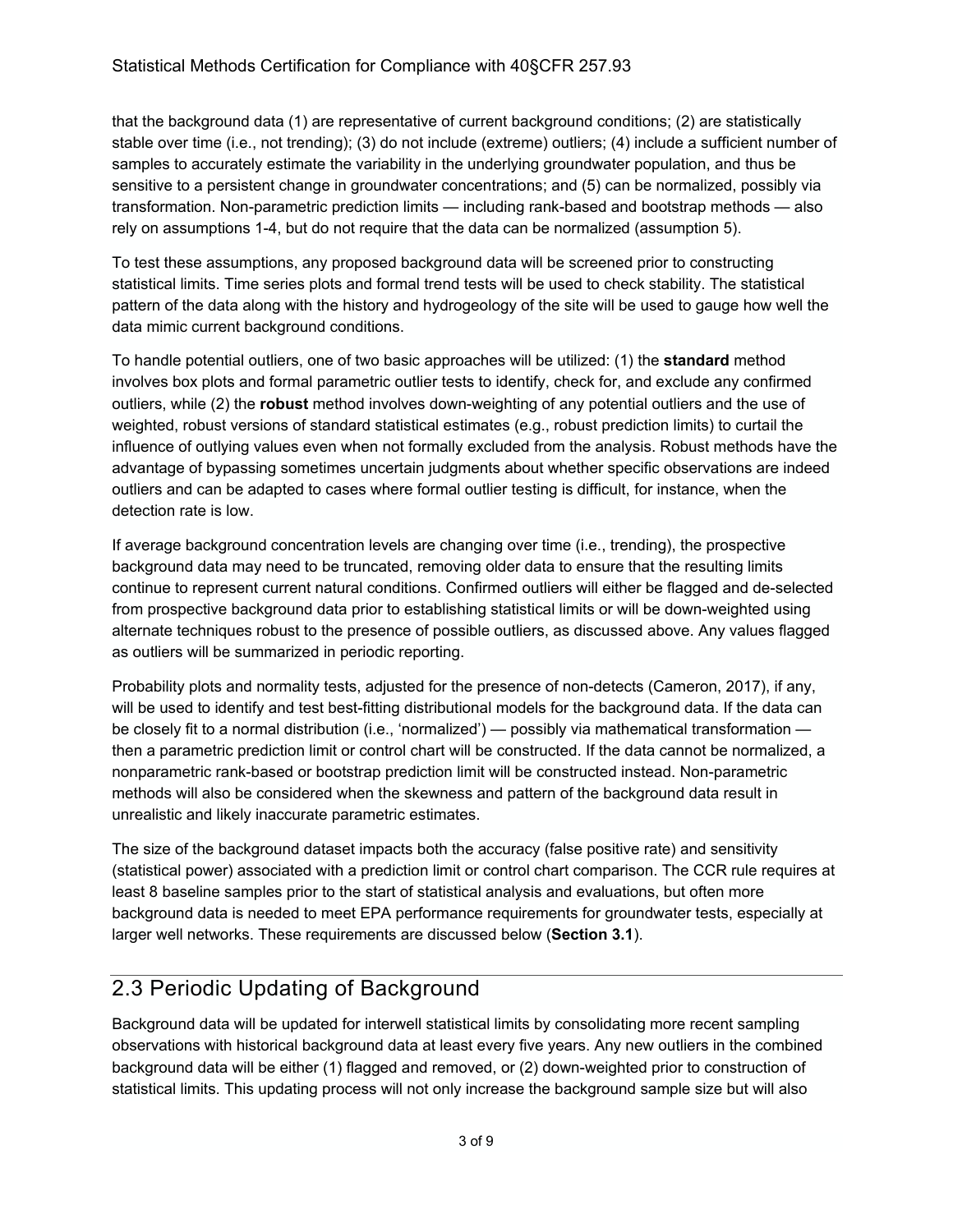that the background data (1) are representative of current background conditions; (2) are statistically stable over time (i.e., not trending); (3) do not include (extreme) outliers; (4) include a sufficient number of samples to accurately estimate the variability in the underlying groundwater population, and thus be sensitive to a persistent change in groundwater concentrations; and (5) can be normalized, possibly via transformation. Non-parametric prediction limits — including rank-based and bootstrap methods — also rely on assumptions 1-4, but do not require that the data can be normalized (assumption 5).

To test these assumptions, any proposed background data will be screened prior to constructing statistical limits. Time series plots and formal trend tests will be used to check stability. The statistical pattern of the data along with the history and hydrogeology of the site will be used to gauge how well the data mimic current background conditions.

To handle potential outliers, one of two basic approaches will be utilized: (1) the **standard** method involves box plots and formal parametric outlier tests to identify, check for, and exclude any confirmed outliers, while (2) the **robust** method involves down-weighting of any potential outliers and the use of weighted, robust versions of standard statistical estimates (e.g., robust prediction limits) to curtail the influence of outlying values even when not formally excluded from the analysis. Robust methods have the advantage of bypassing sometimes uncertain judgments about whether specific observations are indeed outliers and can be adapted to cases where formal outlier testing is difficult, for instance, when the detection rate is low.

If average background concentration levels are changing over time (i.e., trending), the prospective background data may need to be truncated, removing older data to ensure that the resulting limits continue to represent current natural conditions. Confirmed outliers will either be flagged and de-selected from prospective background data prior to establishing statistical limits or will be down-weighted using alternate techniques robust to the presence of possible outliers, as discussed above. Any values flagged as outliers will be summarized in periodic reporting.

Probability plots and normality tests, adjusted for the presence of non-detects (Cameron, 2017), if any, will be used to identify and test best-fitting distributional models for the background data. If the data can be closely fit to a normal distribution (i.e., 'normalized') — possibly via mathematical transformation — then a parametric prediction limit or control chart will be constructed. If the data cannot be normalized, a nonparametric rank-based or bootstrap prediction limit will be constructed instead. Non-parametric methods will also be considered when the skewness and pattern of the background data result in unrealistic and likely inaccurate parametric estimates.

The size of the background dataset impacts both the accuracy (false positive rate) and sensitivity (statistical power) associated with a prediction limit or control chart comparison. The CCR rule requires at least 8 baseline samples prior to the start of statistical analysis and evaluations, but often more background data is needed to meet EPA performance requirements for groundwater tests, especially at larger well networks. These requirements are discussed below (**Section 3.1**).

## 2.3 Periodic Updating of Background

Background data will be updated for interwell statistical limits by consolidating more recent sampling observations with historical background data at least every five years. Any new outliers in the combined background data will be either (1) flagged and removed, or (2) down-weighted prior to construction of statistical limits. This updating process will not only increase the background sample size but will also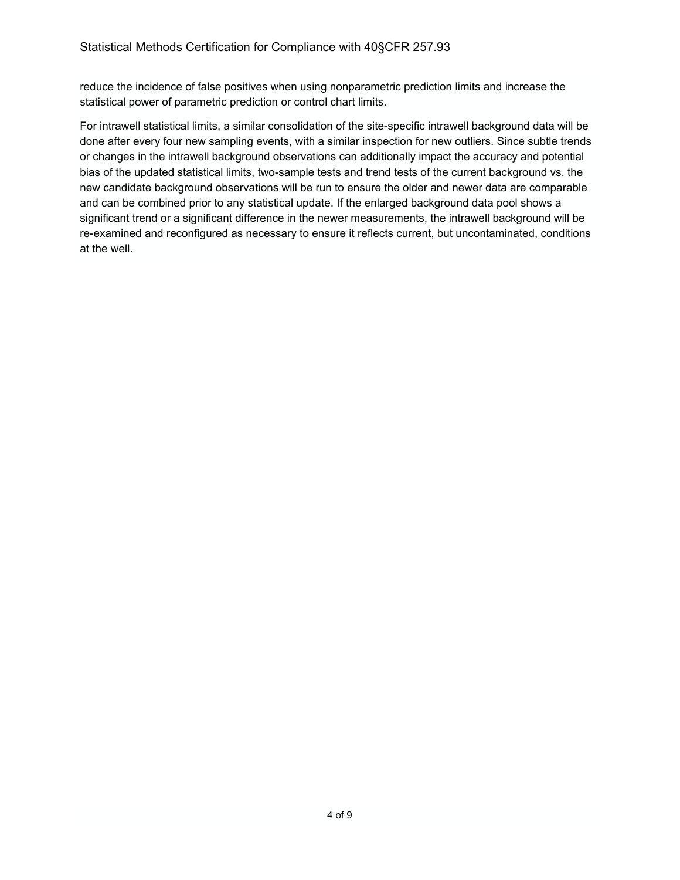reduce the incidence of false positives when using nonparametric prediction limits and increase the statistical power of parametric prediction or control chart limits.

For intrawell statistical limits, a similar consolidation of the site-specific intrawell background data will be done after every four new sampling events, with a similar inspection for new outliers. Since subtle trends or changes in the intrawell background observations can additionally impact the accuracy and potential bias of the updated statistical limits, two-sample tests and trend tests of the current background vs. the new candidate background observations will be run to ensure the older and newer data are comparable and can be combined prior to any statistical update. If the enlarged background data pool shows a significant trend or a significant difference in the newer measurements, the intrawell background will be re-examined and reconfigured as necessary to ensure it reflects current, but uncontaminated, conditions at the well.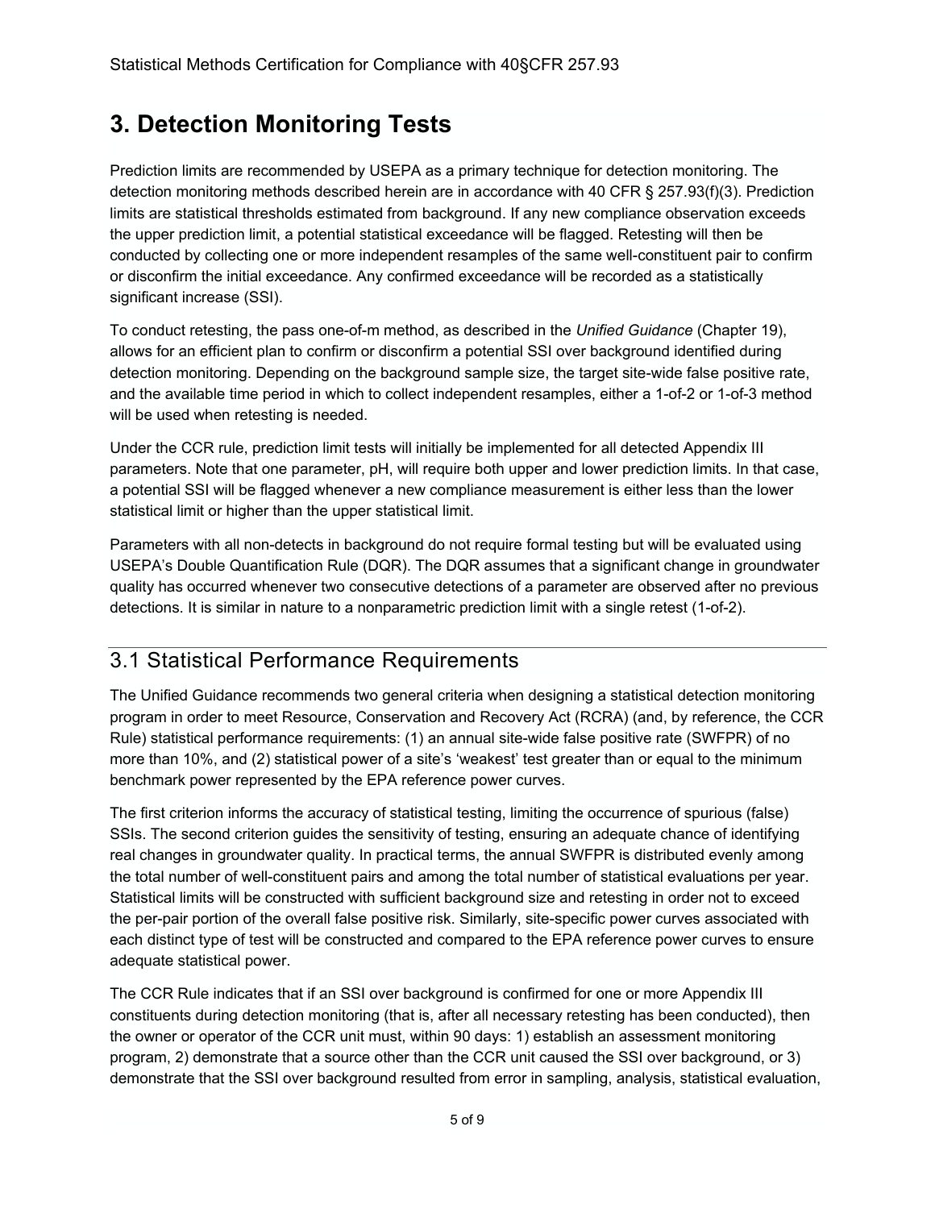# 3. Detection Monitoring Tests

Prediction limits are recommended by USEPA as a primary technique for detection monitoring. The detection monitoring methods described herein are in accordance with 40 CFR § 257.93(f)(3). Prediction limits are statistical thresholds estimated from background. If any new compliance observation exceeds the upper prediction limit, a potential statistical exceedance will be flagged. Retesting will then be conducted by collecting one or more independent resamples of the same well-constituent pair to confirm or disconfirm the initial exceedance. Any confirmed exceedance will be recorded as a statistically significant increase (SSI).

To conduct retesting, the pass one-of-m method, as described in the *Unified Guidance* (Chapter 19), allows for an efficient plan to confirm or disconfirm a potential SSI over background identified during detection monitoring. Depending on the background sample size, the target site-wide false positive rate, and the available time period in which to collect independent resamples, either a 1-of-2 or 1-of-3 method will be used when retesting is needed.

Under the CCR rule, prediction limit tests will initially be implemented for all detected Appendix III parameters. Note that one parameter, pH, will require both upper and lower prediction limits. In that case, a potential SSI will be flagged whenever a new compliance measurement is either less than the lower statistical limit or higher than the upper statistical limit.

Parameters with all non-detects in background do not require formal testing but will be evaluated using USEPA's Double Quantification Rule (DQR). The DQR assumes that a significant change in groundwater quality has occurred whenever two consecutive detections of a parameter are observed after no previous detections. It is similar in nature to a nonparametric prediction limit with a single retest (1-of-2).

## 3.1 Statistical Performance Requirements

The Unified Guidance recommends two general criteria when designing a statistical detection monitoring program in order to meet Resource, Conservation and Recovery Act (RCRA) (and, by reference, the CCR Rule) statistical performance requirements: (1) an annual site-wide false positive rate (SWFPR) of no more than 10%, and (2) statistical power of a site's 'weakest' test greater than or equal to the minimum benchmark power represented by the EPA reference power curves.

The first criterion informs the accuracy of statistical testing, limiting the occurrence of spurious (false) SSIs. The second criterion guides the sensitivity of testing, ensuring an adequate chance of identifying real changes in groundwater quality. In practical terms, the annual SWFPR is distributed evenly among the total number of well-constituent pairs and among the total number of statistical evaluations per year. Statistical limits will be constructed with sufficient background size and retesting in order not to exceed the per-pair portion of the overall false positive risk. Similarly, site-specific power curves associated with each distinct type of test will be constructed and compared to the EPA reference power curves to ensure adequate statistical power.

The CCR Rule indicates that if an SSI over background is confirmed for one or more Appendix III constituents during detection monitoring (that is, after all necessary retesting has been conducted), then the owner or operator of the CCR unit must, within 90 days: 1) establish an assessment monitoring program, 2) demonstrate that a source other than the CCR unit caused the SSI over background, or 3) demonstrate that the SSI over background resulted from error in sampling, analysis, statistical evaluation,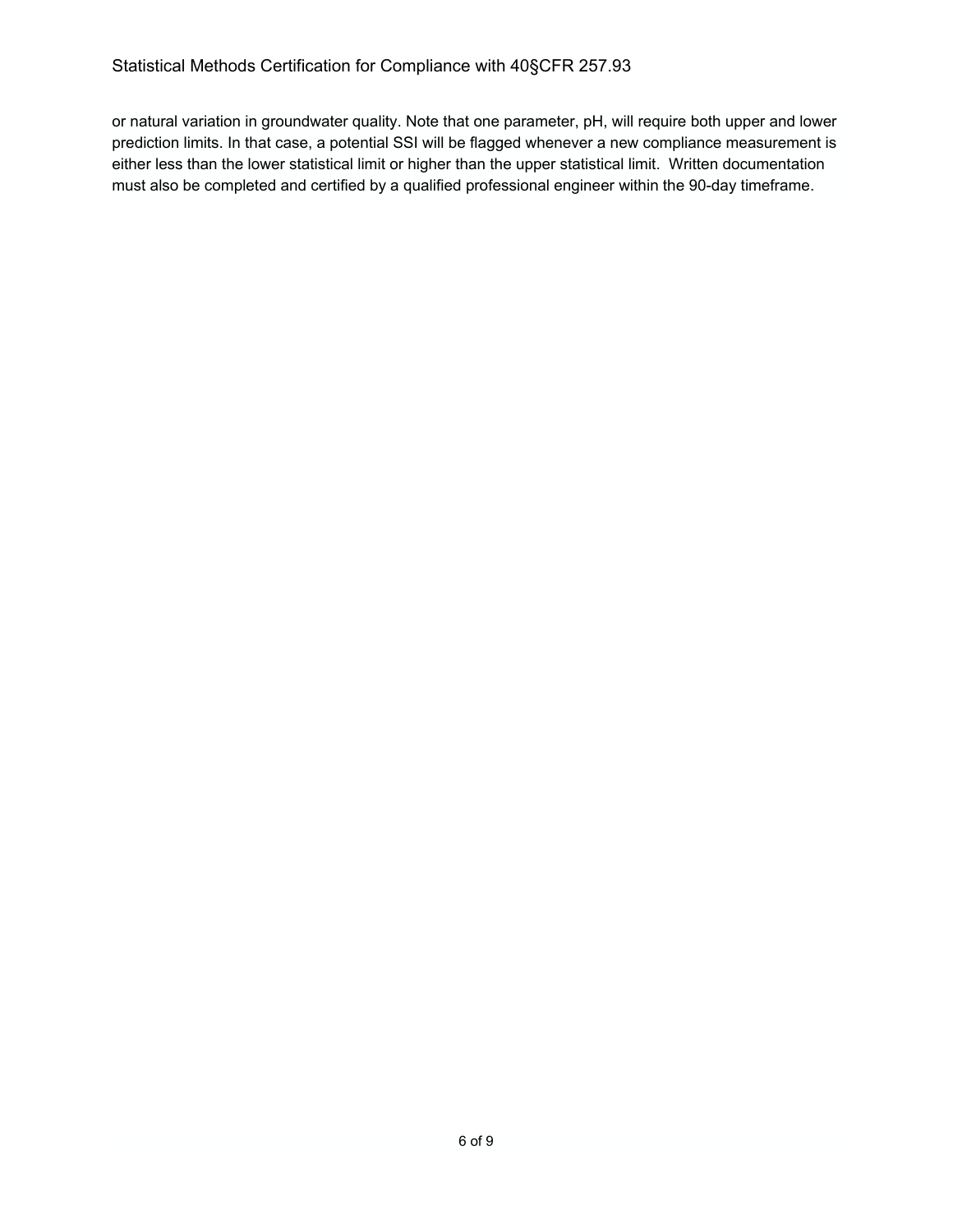or natural variation in groundwater quality. Note that one parameter, pH, will require both upper and lower prediction limits. In that case, a potential SSI will be flagged whenever a new compliance measurement is either less than the lower statistical limit or higher than the upper statistical limit. Written documentation must also be completed and certified by a qualified professional engineer within the 90-day timeframe.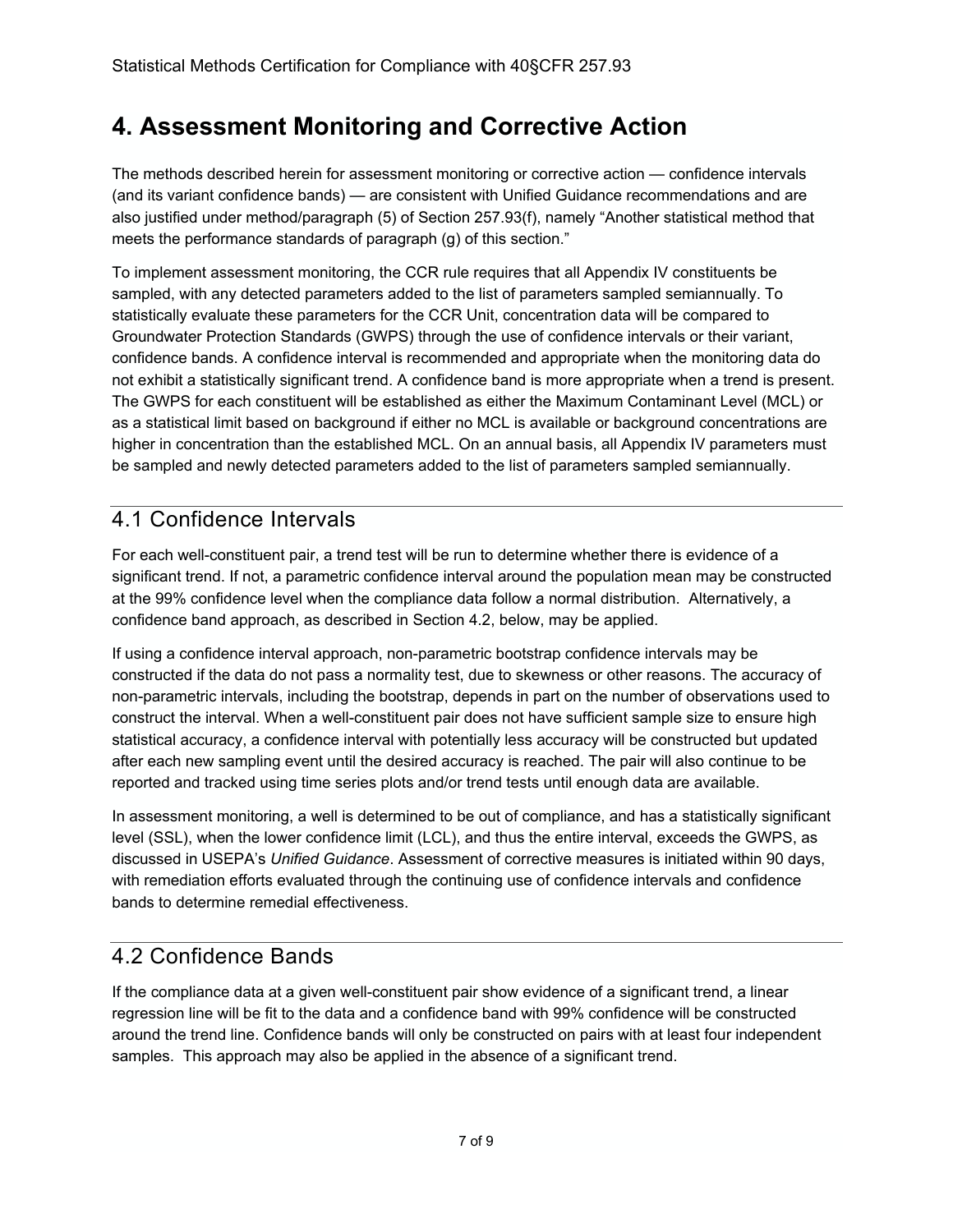# 4. Assessment Monitoring and Corrective Action

The methods described herein for assessment monitoring or corrective action — confidence intervals (and its variant confidence bands) — are consistent with Unified Guidance recommendations and are also justified under method/paragraph (5) of Section 257.93(f), namely "Another statistical method that meets the performance standards of paragraph (g) of this section."

To implement assessment monitoring, the CCR rule requires that all Appendix IV constituents be sampled, with any detected parameters added to the list of parameters sampled semiannually. To statistically evaluate these parameters for the CCR Unit, concentration data will be compared to Groundwater Protection Standards (GWPS) through the use of confidence intervals or their variant, confidence bands. A confidence interval is recommended and appropriate when the monitoring data do not exhibit a statistically significant trend. A confidence band is more appropriate when a trend is present. The GWPS for each constituent will be established as either the Maximum Contaminant Level (MCL) or as a statistical limit based on background if either no MCL is available or background concentrations are higher in concentration than the established MCL. On an annual basis, all Appendix IV parameters must be sampled and newly detected parameters added to the list of parameters sampled semiannually.

## 4.1 Confidence Intervals

For each well-constituent pair, a trend test will be run to determine whether there is evidence of a significant trend. If not, a parametric confidence interval around the population mean may be constructed at the 99% confidence level when the compliance data follow a normal distribution. Alternatively, a confidence band approach, as described in Section 4.2, below, may be applied.

If using a confidence interval approach, non-parametric bootstrap confidence intervals may be constructed if the data do not pass a normality test, due to skewness or other reasons. The accuracy of non-parametric intervals, including the bootstrap, depends in part on the number of observations used to construct the interval. When a well-constituent pair does not have sufficient sample size to ensure high statistical accuracy, a confidence interval with potentially less accuracy will be constructed but updated after each new sampling event until the desired accuracy is reached. The pair will also continue to be reported and tracked using time series plots and/or trend tests until enough data are available.

In assessment monitoring, a well is determined to be out of compliance, and has a statistically significant level (SSL), when the lower confidence limit (LCL), and thus the entire interval, exceeds the GWPS, as discussed in USEPA's *Unified Guidance*. Assessment of corrective measures is initiated within 90 days, with remediation efforts evaluated through the continuing use of confidence intervals and confidence bands to determine remedial effectiveness.

## 4.2 Confidence Bands

If the compliance data at a given well-constituent pair show evidence of a significant trend, a linear regression line will be fit to the data and a confidence band with 99% confidence will be constructed around the trend line. Confidence bands will only be constructed on pairs with at least four independent samples. This approach may also be applied in the absence of a significant trend.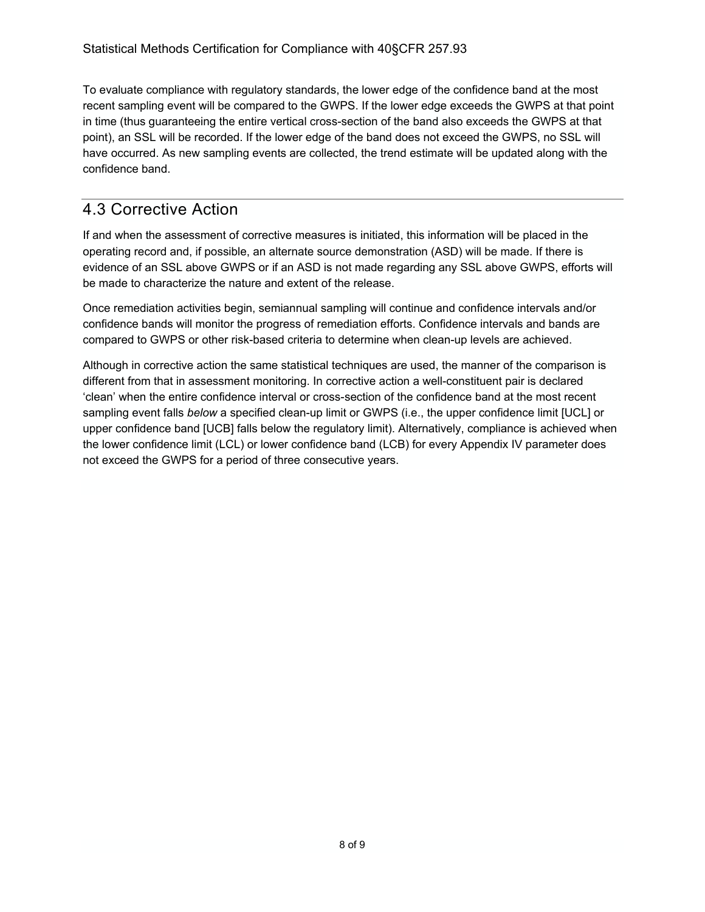To evaluate compliance with regulatory standards, the lower edge of the confidence band at the most recent sampling event will be compared to the GWPS. If the lower edge exceeds the GWPS at that point in time (thus guaranteeing the entire vertical cross-section of the band also exceeds the GWPS at that point), an SSL will be recorded. If the lower edge of the band does not exceed the GWPS, no SSL will have occurred. As new sampling events are collected, the trend estimate will be updated along with the confidence band.

## 4.3 Corrective Action

If and when the assessment of corrective measures is initiated, this information will be placed in the operating record and, if possible, an alternate source demonstration (ASD) will be made. If there is evidence of an SSL above GWPS or if an ASD is not made regarding any SSL above GWPS, efforts will be made to characterize the nature and extent of the release.

Once remediation activities begin, semiannual sampling will continue and confidence intervals and/or confidence bands will monitor the progress of remediation efforts. Confidence intervals and bands are compared to GWPS or other risk-based criteria to determine when clean-up levels are achieved.

Although in corrective action the same statistical techniques are used, the manner of the comparison is different from that in assessment monitoring. In corrective action a well-constituent pair is declared ‘clean’ when the entire confidence interval or cross-section of the confidence band at the most recent sampling event falls *below* a specified clean-up limit or GWPS (i.e., the upper confidence limit [UCL] or upper confidence band [UCB] falls below the regulatory limit). Alternatively, compliance is achieved when the lower confidence limit (LCL) or lower confidence band (LCB) for every Appendix IV parameter does not exceed the GWPS for a period of three consecutive years.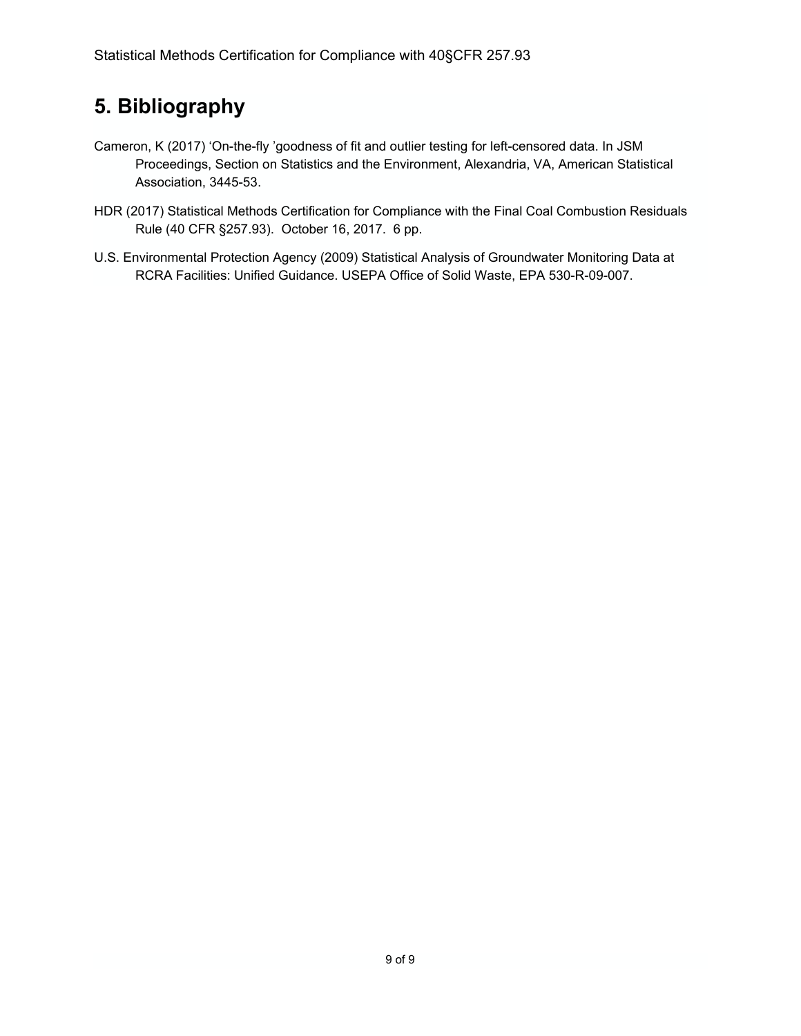## 5. Bibliography

Cameron, K (2017) 'On-the-fly 'goodness of fit and outlier testing for left-censored data. In JSM Proceedings, Section on Statistics and the Environment, Alexandria, VA, American Statistical Association, 3445-53.

HDR (2017) Statistical Methods Certification for Compliance with the Final Coal Combustion Residuals Rule (40 CFR §257.93). October 16, 2017. 6 pp.

U.S. Environmental Protection Agency (2009) Statistical Analysis of Groundwater Monitoring Data at RCRA Facilities: Unified Guidance. USEPA Office of Solid Waste, EPA 530-R-09-007.